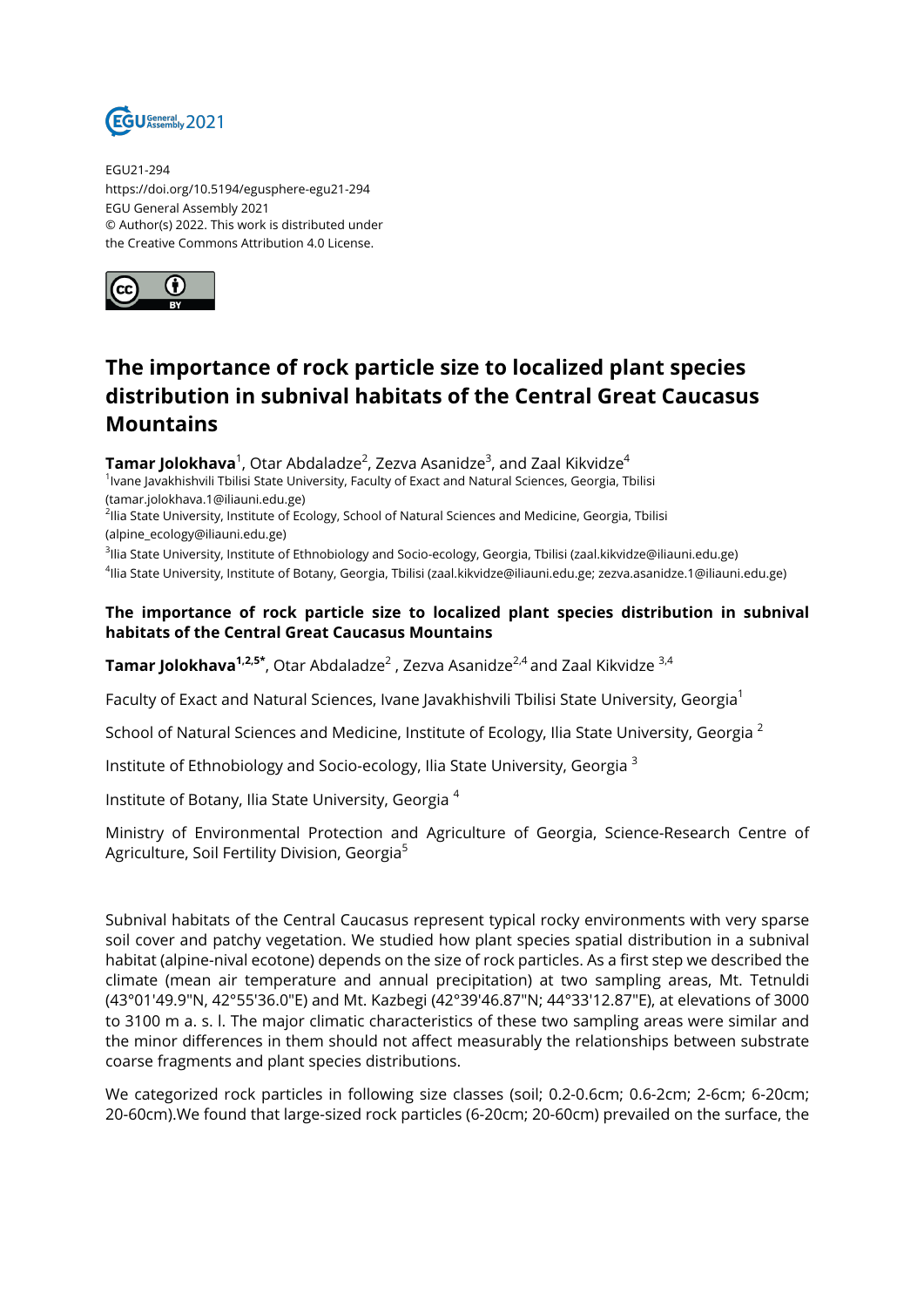EGU21-294
https://doi.org/10.5194/egusphere-egu21-294
EGU General Assembly 2021
© Author(s) 2022. This work is distributed under
the Creative Commons Attribution 4.0 License.

# The importance of rock particle size to localized plant species distribution in subnival habitats of the Central Great Caucasus Mountains

**Tamar Jolokhava**[1], Otar Abdaladze[2], Zezva Asanidze[3], and Zaal Kikvidze[4]

[1]Ivane Javakhishvili Tbilisi State University, Faculty of Exact and Natural Sciences, Georgia, Tbilisi (tamar.jolokhava.1@iliauni.edu.ge)
[2]Ilia State University, Institute of Ecology, School of Natural Sciences and Medicine, Georgia, Tbilisi (alpine_ecology@iliauni.edu.ge)
[3]Ilia State University, Institute of Ethnobiology and Socio-ecology, Georgia, Tbilisi (zaal.kikvidze@iliauni.edu.ge)
[4]Ilia State University, Institute of Botany, Georgia, Tbilisi (zaal.kikvidze@iliauni.edu.ge; zezva.asanidze.1@iliauni.edu.ge)

**The importance of rock particle size to localized plant species distribution in subnival habitats of the Central Great Caucasus Mountains**

**Tamar Jolokhava**[1,2,5*], Otar Abdaladze[2] , Zezva Asanidze[2,4] and Zaal Kikvidze [3,4]

Faculty of Exact and Natural Sciences, Ivane Javakhishvili Tbilisi State University, Georgia[1]

School of Natural Sciences and Medicine, Institute of Ecology, Ilia State University, Georgia [2]

Institute of Ethnobiology and Socio-ecology, Ilia State University, Georgia [3]

Institute of Botany, Ilia State University, Georgia [4]

Ministry of Environmental Protection and Agriculture of Georgia, Science-Research Centre of Agriculture, Soil Fertility Division, Georgia[5]

Subnival habitats of the Central Caucasus represent typical rocky environments with very sparse soil cover and patchy vegetation. We studied how plant species spatial distribution in a subnival habitat (alpine-nival ecotone) depends on the size of rock particles. As a first step we described the climate (mean air temperature and annual precipitation) at two sampling areas, Mt. Tetnuldi (43°01'49.9"N, 42°55'36.0"E) and Mt. Kazbegi (42°39'46.87"N; 44°33'12.87"E), at elevations of 3000 to 3100 m a. s. l. The major climatic characteristics of these two sampling areas were similar and the minor differences in them should not affect measurably the relationships between substrate coarse fragments and plant species distributions.

We categorized rock particles in following size classes (soil; 0.2-0.6cm; 0.6-2cm; 2-6cm; 6-20cm; 20-60cm).We found that large-sized rock particles (6-20cm; 20-60cm) prevailed on the surface, the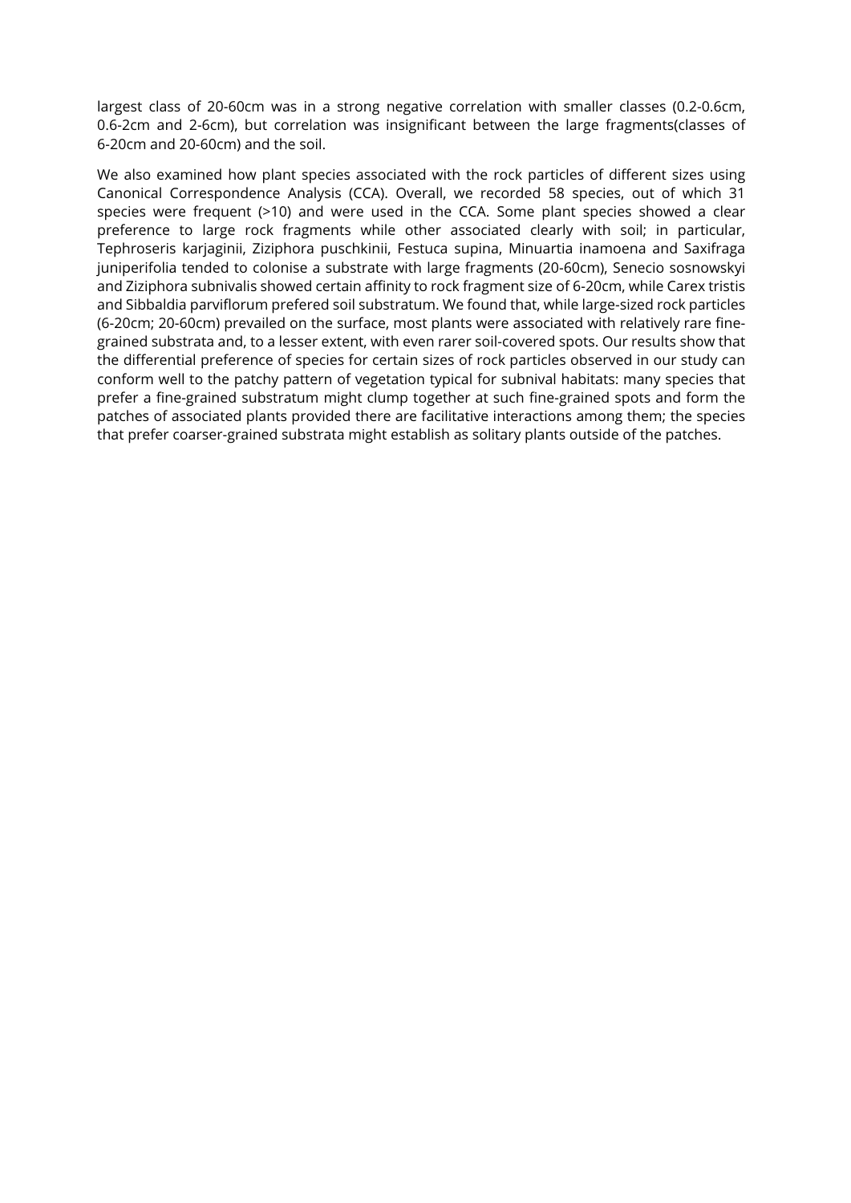largest class of 20-60cm was in a strong negative correlation with smaller classes (0.2-0.6cm, 0.6-2cm and 2-6cm), but correlation was insignificant between the large fragments(classes of 6-20cm and 20-60cm) and the soil.

We also examined how plant species associated with the rock particles of different sizes using Canonical Correspondence Analysis (CCA). Overall, we recorded 58 species, out of which 31 species were frequent (>10) and were used in the CCA. Some plant species showed a clear preference to large rock fragments while other associated clearly with soil; in particular, Tephroseris karjaginii, Ziziphora puschkinii, Festuca supina, Minuartia inamoena and Saxifraga juniperifolia tended to colonise a substrate with large fragments (20-60cm), Senecio sosnowskyi and Ziziphora subnivalis showed certain affinity to rock fragment size of 6-20cm, while Carex tristis and Sibbaldia parviflorum prefered soil substratum. We found that, while large-sized rock particles (6-20cm; 20-60cm) prevailed on the surface, most plants were associated with relatively rare fine-grained substrata and, to a lesser extent, with even rarer soil-covered spots. Our results show that the differential preference of species for certain sizes of rock particles observed in our study can conform well to the patchy pattern of vegetation typical for subnival habitats: many species that prefer a fine-grained substratum might clump together at such fine-grained spots and form the patches of associated plants provided there are facilitative interactions among them; the species that prefer coarser-grained substrata might establish as solitary plants outside of the patches.